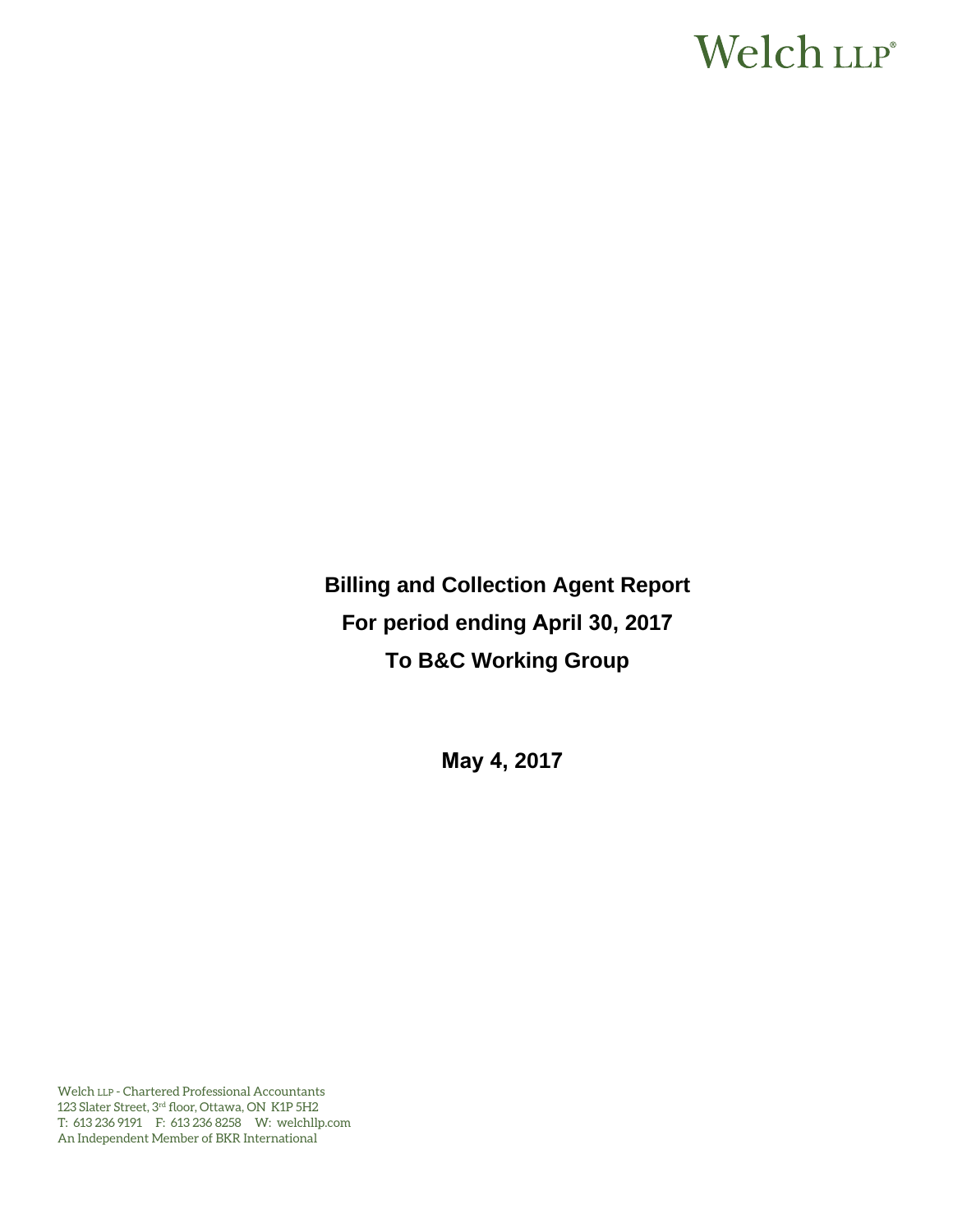Welch LLP®

# Billing and Collection Agent Report

## For period ending April 30, 2017

## To B&C Working Group

**May 4, 2017**

Welch LLP - Chartered Professional Accountants
123 Slater Street, 3rd floor, Ottawa, ON K1P 5H2
T: 613 236 9191 F: 613 236 8258 W: welchllp.com
An Independent Member of BKR International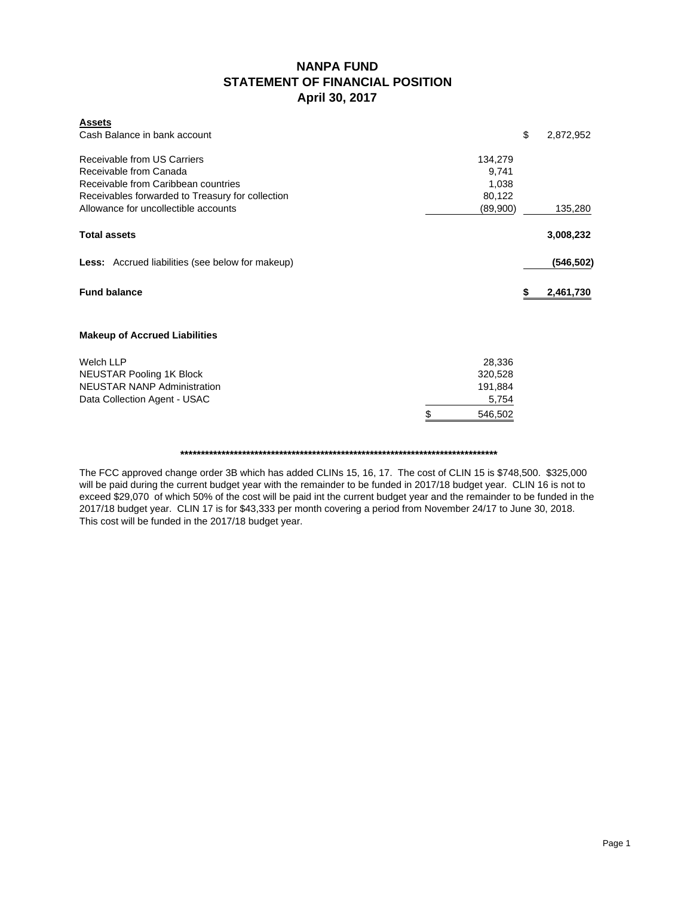# NANPA FUND
## STATEMENT OF FINANCIAL POSITION
### April 30, 2017

| **Assets** | | |
|---|---|---|
| Cash Balance in bank account | | $ 2,872,952 |
| | | |
| Receivable from US Carriers | 134,279 | |
| Receivable from Canada | 9,741 | |
| Receivable from Caribbean countries | 1,038 | |
| Receivables forwarded to Treasury for collection | 80,122 | |
| Allowance for uncollectible accounts | (89,900) | 135,280 |
| | | |
| **Total assets** | | **3,008,232** |
| | | |
| **Less:** Accrued liabilities (see below for makeup) | | **(546,502)** |
| | | |
| **Fund balance** | | **$ 2,461,730** |

**Makeup of Accrued Liabilities**

| | |
|---|---|
| Welch LLP | 28,336 |
| NEUSTAR Pooling 1K Block | 320,528 |
| NEUSTAR NANP Administration | 191,884 |
| Data Collection Agent - USAC | 5,754 |
| | $ 546,502 |

*******************************************************************************

The FCC approved change order 3B which has added CLINs 15, 16, 17. The cost of CLIN 15 is $748,500. $325,000 will be paid during the current budget year with the remainder to be funded in 2017/18 budget year. CLIN 16 is not to exceed $29,070 of which 50% of the cost will be paid int the current budget year and the remainder to be funded in the 2017/18 budget year. CLIN 17 is for $43,333 per month covering a period from November 24/17 to June 30, 2018. This cost will be funded in the 2017/18 budget year.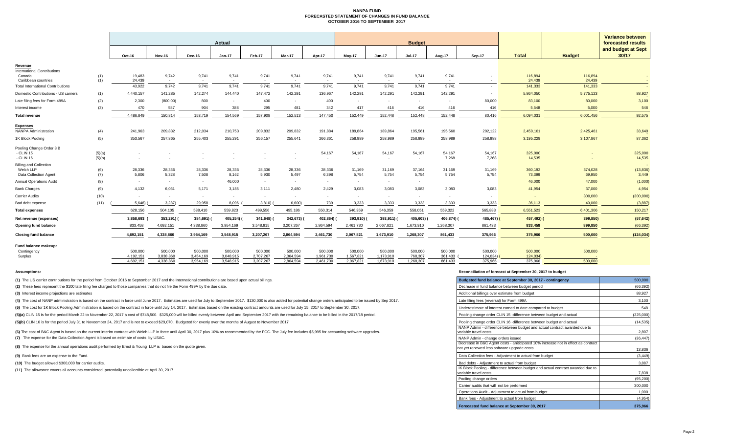# NANPA FUND
## FORECASTED STATEMENT OF CHANGES IN FUND BALANCE
### OCTOBER 2016 TO SEPTEMBER 2017

| | | Actual | | | | | | | Budget | | | | | | | Variance between forecasted results and budget at Sept 30/17 |
|---|---|---|---|---|---|---|---|---|---|---|---|---|---|---|---|---|
| | | Oct-16 | Nov-16 | Dec-16 | Jan-17 | Feb-17 | Mar-17 | Apr-17 | May-17 | Jun-17 | Jul-17 | Aug-17 | Sep-17 | Total | Budget | |
| **Revenue** | | | | | | | | | | | | | | | | |
| International Contributions | | | | | | | | | | | | | | | | |
| Canada | (1) | 19,483 | 9,742 | 9,741 | 9,741 | 9,741 | 9,741 | 9,741 | 9,741 | 9,741 | 9,741 | 9,741 | - | 116,894 | 116,894 | - |
| Caribbean countries | (1) | 24,439 | - | - | - | - | - | - | - | - | - | - | - | 24,439 | 24,439 | - |
| Total International Contributions | | 43,922 | 9,742 | 9,741 | 9,741 | 9,741 | 9,741 | 9,741 | 9,741 | 9,741 | 9,741 | 9,741 | - | 141,333 | 141,333 | - |
| Domestic Contributions - US carriers | (1) | 4,440,157 | 141,285 | 142,274 | 144,440 | 147,472 | 142,291 | 136,967 | 142,291 | 142,291 | 142,291 | 142,291 | - | 5,864,050 | 5,775,123 | 88,927 |
| Late filing fees for Form 499A | (2) | 2,300 | (800.00) | 800 | - | 400 | - | 400 | - | - | - | - | 80,000 | 83,100 | 80,000 | 3,100 |
| Interest income | (3) | 470 | 587 | 904 | 388 | 295 | 481 | 342 | 417 | 416 | 416 | 416 | 416 | 5,548 | 5,000 | 548 |
| **Total revenue** | | 4,486,849 | 150,814 | 153,719 | 154,569 | 157,908 | 152,513 | 147,450 | 152,449 | 152,448 | 152,448 | 152,448 | 80,416 | 6,094,031 | 6,001,456 | 92,575 |
| **Expenses** | | | | | | | | | | | | | | | | |
| NANPA Administration | (4) | 241,963 | 209,832 | 212,034 | 210,753 | 209,832 | 209,832 | 191,884 | 189,864 | 189,864 | 195,561 | 195,560 | 202,122 | 2,459,101 | 2,425,461 | 33,640 |
| 1K Block Pooling | (5) | 353,567 | 257,865 | 255,403 | 255,291 | 256,157 | 255,641 | 266,361 | 258,989 | 258,989 | 258,989 | 258,989 | 258,988 | 3,195,229 | 3,107,867 | 87,362 |
| Pooling Change Order 3 B | | | | | | | | | | | | | | | | |
| - CLIN 15 | (5)(a) | - | - | - | - | - | - | 54,167 | 54,167 | 54,167 | 54,167 | 54,167 | 54,167 | 325,000 | - | 325,000 |
| - CLIN 16 | (5)(b) | - | - | - | - | - | - | - | - | - | - | 7,268 | 7,268 | 14,535 | - | 14,535 |
| Billing and Collection | | | | | | | | | | | | | | | | |
| Welch LLP | (6) | 28,336 | 28,336 | 28,336 | 28,336 | 28,336 | 28,336 | 28,336 | 31,169 | 31,169 | 37,164 | 31,169 | 31,169 | 360,192 | 374,028 | (13,836) |
| Data Collection Agent | (7) | 5,806 | 5,328 | 7,508 | 8,162 | 5,930 | 5,497 | 6,398 | 5,754 | 5,754 | 5,754 | 5,754 | 5,754 | 73,399 | 69,950 | 3,449 |
| Annual Operations Audit | (8) | - | - | - | 46,000 | - | - | - | - | - | - | | | 46,000 | 47,000 | (1,000) |
| Bank Charges | (9) | 4,132 | 6,031 | 5,171 | 3,185 | 3,111 | 2,480 | 2,429 | 3,083 | 3,083 | 3,083 | 3,083 | 3,083 | 41,954 | 37,000 | 4,954 |
| Carrier Audits | (10) | - | - | - | - | - | - | - | - | - | - | - | - | - | 300,000 | (300,000) |
| Bad debt expense | (11) | (5,648) | (3,287) | 29,958 | 8,096 | (3,810) | (6,600) | 739 | 3,333 | 3,333 | 3,333 | 3,333 | 3,333 | 36,113 | 40,000 | (3,887) |
| **Total expenses** | | 628,156 | 504,105 | 538,410 | 559,823 | 499,556 | 495,186 | 550,314 | 546,359 | 546,359 | 558,051 | 559,322 | 565,883 | 6,551,523 | 6,401,306 | 150,217 |
| **Net revenue (expenses)** | | 3,858,693 | (353,291) | (384,691) | (405,254) | (341,648) | (342,673) | (402,864) | (393,910) | (393,911) | (405,603) | (406,874) | (485,467) | (457,492) | (399,850) | (57,642) |
| **Opening fund balance** | | 833,458 | 4,692,151 | 4,338,860 | 3,954,169 | 3,548,915 | 3,207,267 | 2,864,594 | 2,461,730 | 2,067,821 | 1,673,910 | 1,268,307 | 861,433 | 833,458 | 899,850 | (66,392) |
| **Closing fund balance** | | 4,692,151 | 4,338,860 | 3,954,169 | 3,548,915 | 3,207,267 | 2,864,594 | 2,461,730 | 2,067,821 | 1,673,910 | 1,268,307 | 861,433 | 375,966 | 375,966 | 500,000 | (124,034) |
| **Fund balance makeup:** | | | | | | | | | | | | | | | | |
| Contingency | | 500,000 | 500,000 | 500,000 | 500,000 | 500,000 | 500,000 | 500,000 | 500,000 | 500,000 | 500,000 | 500,000 | 500,000 | 500,000 | 500,000 | |
| Surplus | | 4,192,151 | 3,838,860 | 3,454,169 | 3,048,915 | 2,707,267 | 2,364,594 | 1,961,730 | 1,567,821 | 1,173,910 | 768,307 | 361,433 | (124,034) | (124,034) | - | |
| | | 4,692,151 | 4,338,860 | 3,954,169 | 3,548,915 | 3,207,267 | 2,864,594 | 2,461,730 | 2,067,821 | 1,673,910 | 1,268,307 | 861,433 | 375,966 | 375,966 | 500,000 | |

**Assumptions:**

**(1)** The US carrier contributions for the period from October 2016 to September 2017 and the International contributions are based upon actual billings.

**(2)** These fees represent the $100 late filing fee charged to those companies that do not file the Form 499A by the due date.

**(3)** Interest income projections are estimates

**(4)** The cost of NANP administration is based on the contract in force until June 2017. Estimates are used for July to September 2017. $130,000 is also added for potential change orders anticipated to be issued by Sep 2017.

**(5)** The cost for 1K Block Pooling Administration is based on the contract in force until July 14, 2017. Estimates based on the existing contract amounts are used for July 15, 2017 to September 30, 2017.

**(5)(a)** CLIN 15 is for the period March 22 to November 22, 2017 a cost of $748,500. $325,000 will be billed evenly between April and September 2017 with the remaining balance to be billed in the 2017/18 period.

**(5)(b)** CLIN 16 is for the period July 31 to Noveember 24, 2017 and is not to exceed $29,070. Budgeted for evenly over the months of August to November 2017

**(6)** The cost of B&C Agent is based on the current interim contract with Welch LLP in force until April 30, 2017 plus 10% as recommended by the FCC. The July fee includes $5,995 for accounting software upgrades.

**(7)** The expense for the Data Collection Agent is based on estimate of costs by USAC.

**(8)** The expense for the annual operations audit performed by Ernst & Young LLP is based on the quote given.

**(9)** Bank fees are an expense to the Fund.

**(10)** The budget allowed $300,000 for carrier audits.

**(11)** The allowance covers all accounts considered potentially uncollectible at April 30, 2017.

**Reconciliation of forecast at September 30, 2017 to budget**

| Budgeted fund balance at September 30, 2017 - contingency | 500,000 |
|---|---|
| Decrease in fund balance between budget period | (66,392) |
| Additional billings over estimate from budget | 88,927 |
| Late filing fees (reversal) for Form 499A | 3,100 |
| Underestimate of interest earned to date compared to budget | 548 |
| Pooling change order CLIN 15 -difference between budget and actual | (325,000) |
| Pooling change order CLIN 16 -difference between budget and actual | (14,535) |
| NANP Admin - difference between budget and actual contract awarded due to variable travel costs | 2,807 |
| NANP Admin - change orders issued | (36,447) |
| Decrease in B&C Agent costs - aniticipated 10% increase not in effect as contract not yet renewed less software upgrade costs | 13,836 |
| Data Collection fees - Adjustment to actual from budget | (3,449) |
| Bad debts - Adjustment to actual from budget | 3,887 |
| IK Block Pooling - difference between budget and actual contract awarded due to variable travel costs | 7,838 |
| Pooling change orders | (95,200) |
| Carrier audits that will not be performed | 300,000 |
| Operations Audit - Adjustment to actual from budget | 1,000 |
| Bank fees - Adjustment to actual from budget | (4,954) |
| **Forecasted fund balance at September 30, 2017** | **375,966** |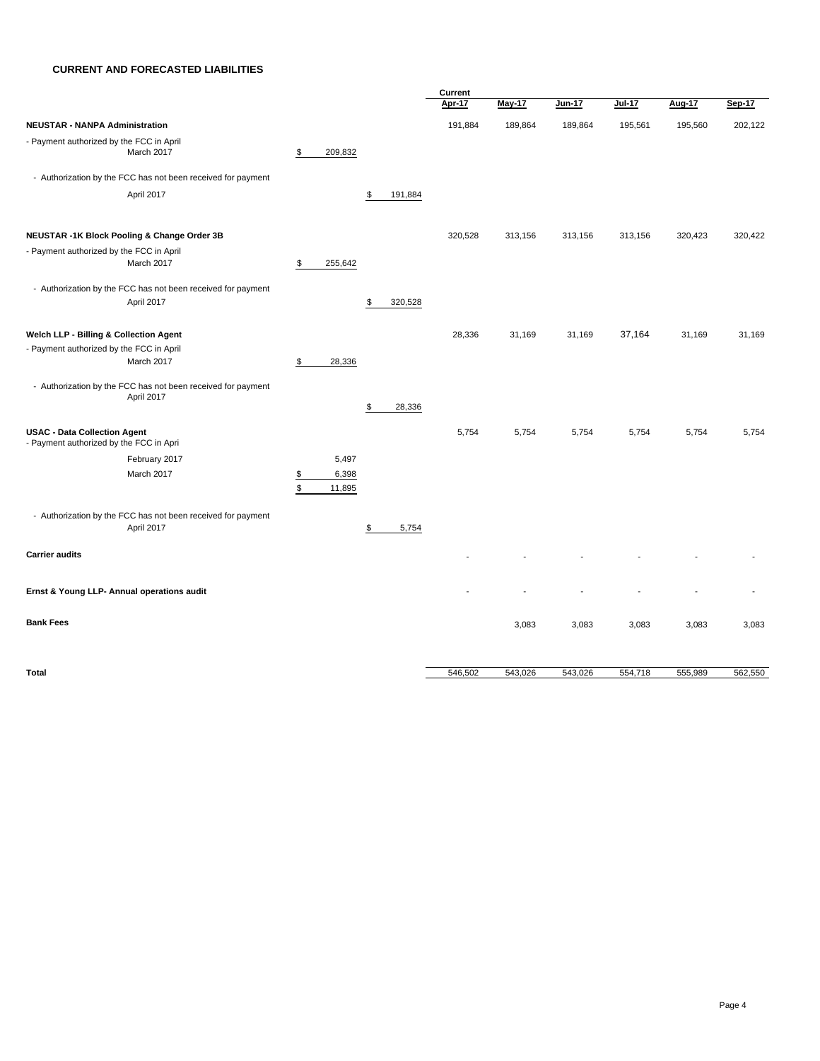## CURRENT AND FORECASTED LIABILITIES

| | | | Current Apr-17 | May-17 | Jun-17 | Jul-17 | Aug-17 | Sep-17 |
|---|---|---|---|---|---|---|---|---|
| **NEUSTAR - NANPA Administration** | | | 191,884 | 189,864 | 189,864 | 195,561 | 195,560 | 202,122 |
| - Payment authorized by the FCC in April | | | | | | | | |
| March 2017 | $ 209,832 | | | | | | | |
| - Authorization by the FCC has not been received for payment | | | | | | | | |
| April 2017 | | $ 191,884 | | | | | | |
| **NEUSTAR -1K Block Pooling & Change Order 3B** | | | 320,528 | 313,156 | 313,156 | 313,156 | 320,423 | 320,422 |
| - Payment authorized by the FCC in April | | | | | | | | |
| March 2017 | $ 255,642 | | | | | | | |
| - Authorization by the FCC has not been received for payment | | | | | | | | |
| April 2017 | | $ 320,528 | | | | | | |
| **Welch LLP - Billing & Collection Agent** | | | 28,336 | 31,169 | 31,169 | 37,164 | 31,169 | 31,169 |
| - Payment authorized by the FCC in April | | | | | | | | |
| March 2017 | $ 28,336 | | | | | | | |
| - Authorization by the FCC has not been received for payment | | | | | | | | |
| April 2017 | | $ 28,336 | | | | | | |
| **USAC - Data Collection Agent** | | | 5,754 | 5,754 | 5,754 | 5,754 | 5,754 | 5,754 |
| - Payment authorized by the FCC in Apri | | | | | | | | |
| February 2017 | 5,497 | | | | | | | |
| March 2017 | $ 6,398 | | | | | | | |
| | $ 11,895 | | | | | | | |
| - Authorization by the FCC has not been received for payment | | | | | | | | |
| April 2017 | | $ 5,754 | | | | | | |
| **Carrier audits** | | | - | - | - | - | - | - |
| **Ernst & Young LLP- Annual operations audit** | | | - | - | - | - | - | - |
| **Bank Fees** | | | | 3,083 | 3,083 | 3,083 | 3,083 | 3,083 |
| **Total** | | | 546,502 | 543,026 | 543,026 | 554,718 | 555,989 | 562,550 |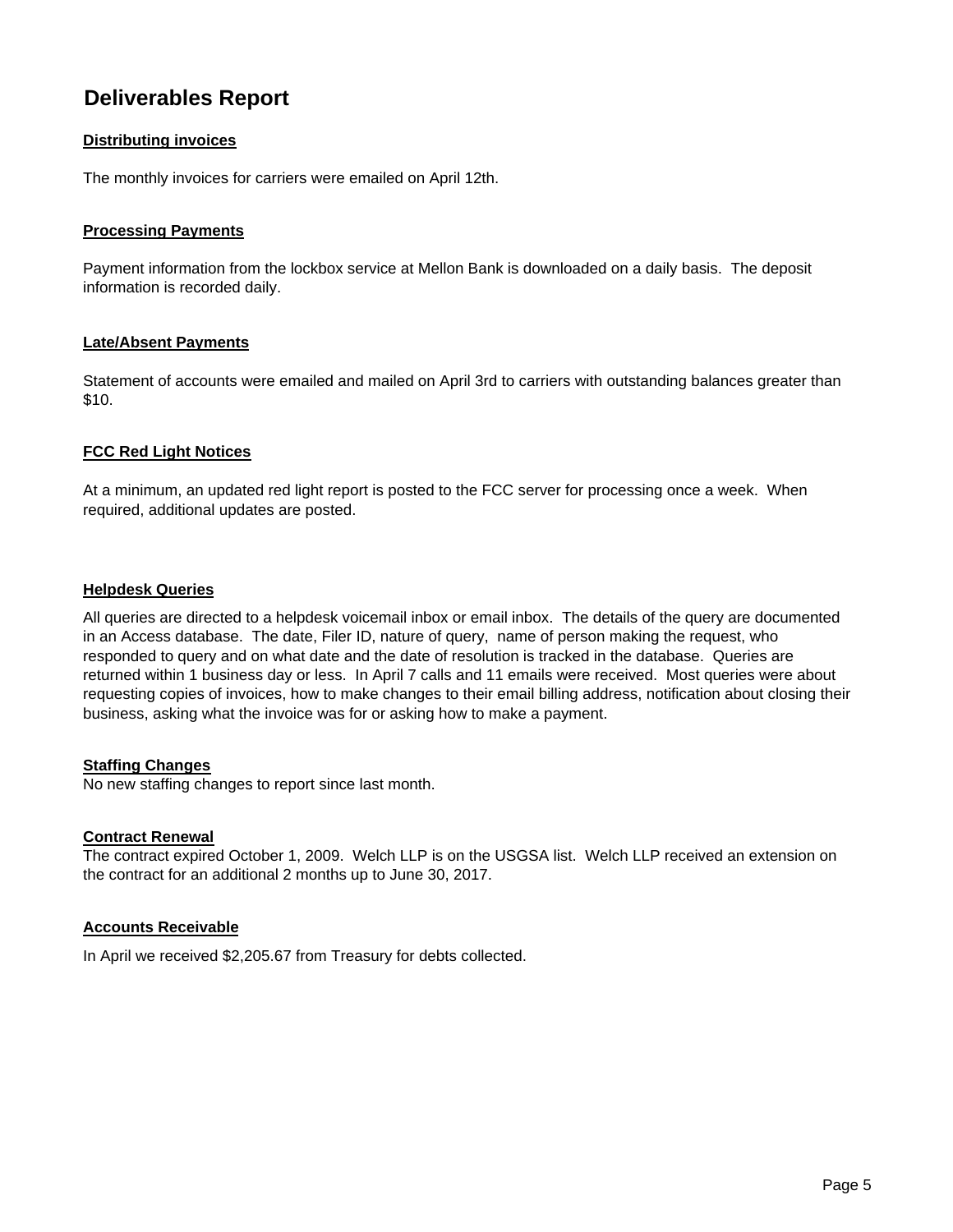# Deliverables Report

**Distributing invoices**

The monthly invoices for carriers were emailed on April 12th.

**Processing Payments**

Payment information from the lockbox service at Mellon Bank is downloaded on a daily basis. The deposit information is recorded daily.

**Late/Absent Payments**

Statement of accounts were emailed and mailed on April 3rd to carriers with outstanding balances greater than $10.

**FCC Red Light Notices**

At a minimum, an updated red light report is posted to the FCC server for processing once a week. When required, additional updates are posted.

**Helpdesk Queries**

All queries are directed to a helpdesk voicemail inbox or email inbox. The details of the query are documented in an Access database. The date, Filer ID, nature of query, name of person making the request, who responded to query and on what date and the date of resolution is tracked in the database. Queries are returned within 1 business day or less. In April 7 calls and 11 emails were received. Most queries were about requesting copies of invoices, how to make changes to their email billing address, notification about closing their business, asking what the invoice was for or asking how to make a payment.

**Staffing Changes**

No new staffing changes to report since last month.

**Contract Renewal**

The contract expired October 1, 2009. Welch LLP is on the USGSA list. Welch LLP received an extension on the contract for an additional 2 months up to June 30, 2017.

**Accounts Receivable**

In April we received $2,205.67 from Treasury for debts collected.